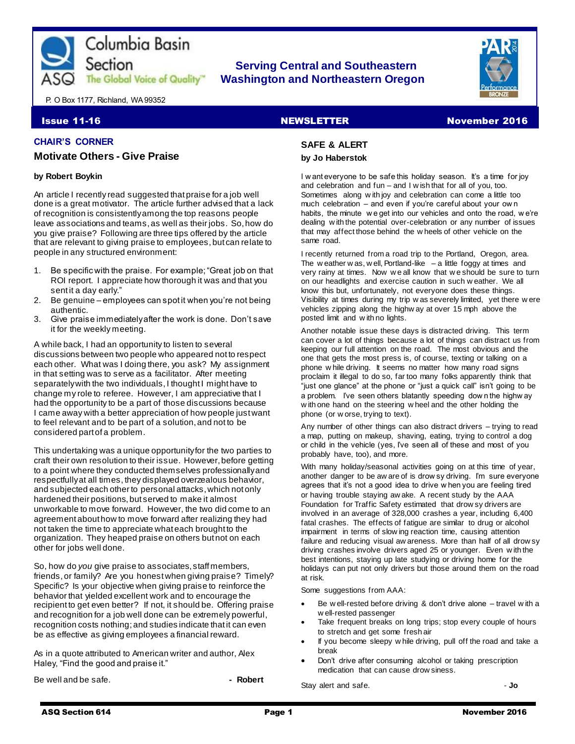Columbia Basin Section

ASQ The Global Voice of Quality™

**Serving Central and Southeastern Washington and Northeastern Oregon**

P. O Box 1177, Richland, WA 99352

**Issue 11-16** **NEWSLETTER** **November 2016**

## CHAIR'S CORNER

### Motivate Others - Give Praise

**by Robert Boykin**

An article I recently read suggested that praise for a job well done is a great motivator. The article further advised that a lack of recognition is consistently among the top reasons people leave associations and teams, as well as their jobs. So, how do you give praise? Following are three tips offered by the article that are relevant to giving praise to employees, but can relate to people in any structured environment:

1. Be specific with the praise. For example; "Great job on that ROI report. I appreciate how thorough it was and that you sent it a day early."
2. Be genuine – employees can spot it when you're not being authentic.
3. Give praise immediately after the work is done. Don't save it for the weekly meeting.

A while back, I had an opportunity to listen to several discussions between two people who appeared not to respect each other. What was I doing there, you ask? My assignment in that setting was to serve as a facilitator. After meeting separately with the two individuals, I thought I might have to change my role to referee. However, I am appreciative that I had the opportunity to be a part of those discussions because I came away with a better appreciation of how people just want to feel relevant and to be part of a solution, and not to be considered part of a problem.

This undertaking was a unique opportunity for the two parties to craft their own resolution to their issue. However, before getting to a point where they conducted themselves professionally and respectfully at all times, they displayed overzealous behavior, and subjected each other to personal attacks, which not only hardened their positions, but served to make it almost unworkable to move forward. However, the two did come to an agreement about how to move forward after realizing they had not taken the time to appreciate what each brought to the organization. They heaped praise on others but not on each other for jobs well done.

So, how do *you* give praise to associates, staff members, friends, or family? Are you honest when giving praise? Timely? Specific? Is your objective when giving praise to reinforce the behavior that yielded excellent work and to encourage the recipient to get even better? If not, it should be. Offering praise and recognition for a job well done can be extremely powerful, recognition costs nothing; and studies indicate that it can even be as effective as giving employees a financial reward.

As in a quote attributed to American writer and author, Alex Haley, "Find the good and praise it."

Be well and be safe. **- Robert**

## SAFE & ALERT

**by Jo Haberstok**

I want everyone to be safe this holiday season. It's a time for joy and celebration and fun – and I wish that for all of you, too. Sometimes along with joy and celebration can come a little too much celebration – and even if you're careful about your own habits, the minute we get into our vehicles and onto the road, we're dealing with the potential over-celebration or any number of issues that may affect those behind the wheels of other vehicle on the same road.

I recently returned from a road trip to the Portland, Oregon, area. The weather was, well, Portland-like – a little foggy at times and very rainy at times. Now we all know that we should be sure to turn on our headlights and exercise caution in such weather. We all know this but, unfortunately, not everyone does these things. Visibility at times during my trip was severely limited, yet there were vehicles zipping along the highway at over 15 mph above the posted limit and with no lights.

Another notable issue these days is distracted driving. This term can cover a lot of things because a lot of things can distract us from keeping our full attention on the road. The most obvious and the one that gets the most press is, of course, texting or talking on a phone while driving. It seems no matter how many road signs proclaim it illegal to do so, far too many folks apparently think that "just one glance" at the phone or "just a quick call" isn't going to be a problem. I've seen others blatantly speeding down the highway with one hand on the steering wheel and the other holding the phone (or worse, trying to text).

Any number of other things can also distract drivers – trying to read a map, putting on makeup, shaving, eating, trying to control a dog or child in the vehicle (yes, I've seen all of these and most of you probably have, too), and more.

With many holiday/seasonal activities going on at this time of year, another danger to be aware of is drowsy driving. I'm sure everyone agrees that it's not a good idea to drive when you are feeling tired or having trouble staying awake. A recent study by the AAA Foundation for Traffic Safety estimated that drowsy drivers are involved in an average of 328,000 crashes a year, including 6,400 fatal crashes. The effects of fatigue are similar to drug or alcohol impairment in terms of slowing reaction time, causing attention failure and reducing visual awareness. More than half of all drowsy driving crashes involve drivers aged 25 or younger. Even with the best intentions, staying up late studying or driving home for the holidays can put not only drivers but those around them on the road at risk.

Some suggestions from AAA:

- Be well-rested before driving & don't drive alone – travel with a well-rested passenger
- Take frequent breaks on long trips; stop every couple of hours to stretch and get some fresh air
- If you become sleepy while driving, pull off the road and take a break
- Don't drive after consuming alcohol or taking prescription medication that can cause drowsiness.

Stay alert and safe. - **Jo**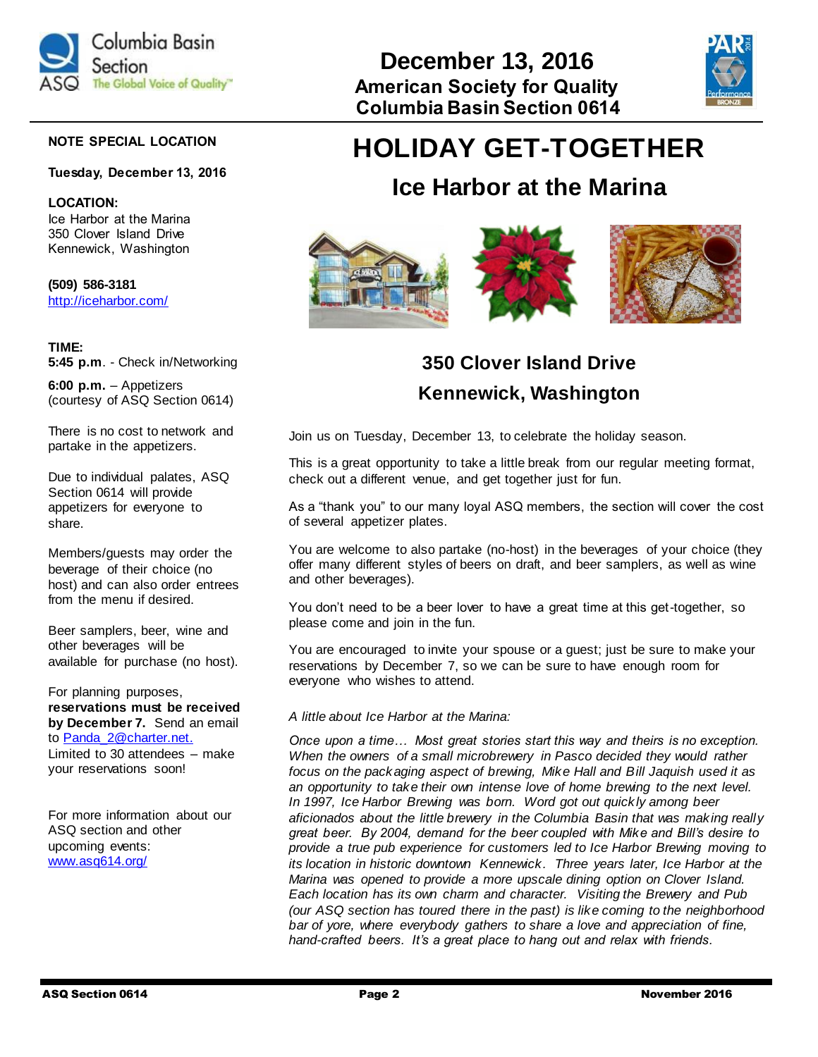December 13, 2016
American Society for Quality
Columbia Basin Section 0614

# HOLIDAY GET-TOGETHER

## Ice Harbor at the Marina

### 350 Clover Island Drive
### Kennewick, Washington

Join us on Tuesday, December 13, to celebrate the holiday season.

This is a great opportunity to take a little break from our regular meeting format, check out a different venue, and get together just for fun.

As a "thank you" to our many loyal ASQ members, the section will cover the cost of several appetizer plates.

You are welcome to also partake (no-host) in the beverages of your choice (they offer many different styles of beers on draft, and beer samplers, as well as wine and other beverages).

You don't need to be a beer lover to have a great time at this get-together, so please come and join in the fun.

You are encouraged to invite your spouse or a guest; just be sure to make your reservations by December 7, so we can be sure to have enough room for everyone who wishes to attend.

*A little about Ice Harbor at the Marina:*

*Once upon a time… Most great stories start this way and theirs is no exception. When the owners of a small microbrewery in Pasco decided they would rather focus on the packaging aspect of brewing, Mike Hall and Bill Jaquish used it as an opportunity to take their own intense love of home brewing to the next level. In 1997, Ice Harbor Brewing was born. Word got out quickly among beer aficionados about the little brewery in the Columbia Basin that was making really great beer. By 2004, demand for the beer coupled with Mike and Bill's desire to provide a true pub experience for customers led to Ice Harbor Brewing moving to its location in historic downtown Kennewick. Three years later, Ice Harbor at the Marina was opened to provide a more upscale dining option on Clover Island. Each location has its own charm and character. Visiting the Brewery and Pub (our ASQ section has toured there in the past) is like coming to the neighborhood bar of yore, where everybody gathers to share a love and appreciation of fine, hand-crafted beers. It's a great place to hang out and relax with friends.*

---

**NOTE SPECIAL LOCATION**

**Tuesday, December 13, 2016**

**LOCATION:**
Ice Harbor at the Marina
350 Clover Island Drive
Kennewick, Washington

**(509) 586-3181**
http://iceharbor.com/

**TIME:**
**5:45 p.m**. - Check in/Networking

**6:00 p.m.** – Appetizers (courtesy of ASQ Section 0614)

There is no cost to network and partake in the appetizers.

Due to individual palates, ASQ Section 0614 will provide appetizers for everyone to share.

Members/guests may order the beverage of their choice (no host) and can also order entrees from the menu if desired.

Beer samplers, beer, wine and other beverages will be available for purchase (no host).

For planning purposes, **reservations must be received by December 7.** Send an email to Panda_2@charter.net. Limited to 30 attendees – make your reservations soon!

For more information about our ASQ section and other upcoming events: www.asq614.org/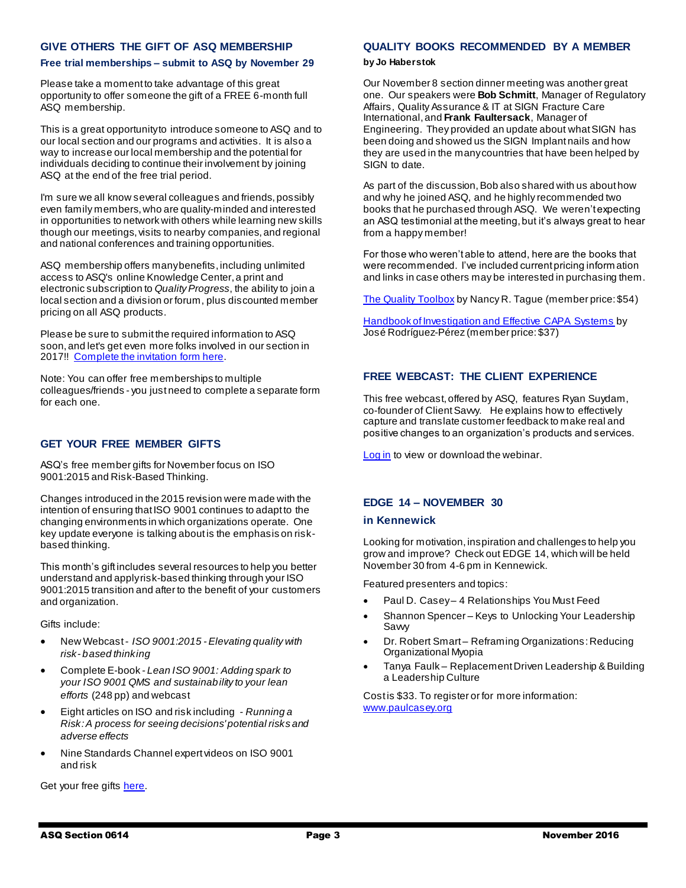## GIVE OTHERS THE GIFT OF ASQ MEMBERSHIP

### Free trial memberships – submit to ASQ by November 29

Please take a moment to take advantage of this great opportunity to offer someone the gift of a FREE 6-month full ASQ membership.

This is a great opportunity to introduce someone to ASQ and to our local section and our programs and activities. It is also a way to increase our local membership and the potential for individuals deciding to continue their involvement by joining ASQ at the end of the free trial period.

I'm sure we all know several colleagues and friends, possibly even family members, who are quality-minded and interested in opportunities to network with others while learning new skills though our meetings, visits to nearby companies, and regional and national conferences and training opportunities.

ASQ membership offers many benefits, including unlimited access to ASQ's online Knowledge Center, a print and electronic subscription to *Quality Progress*, the ability to join a local section and a division or forum, plus discounted member pricing on all ASQ products.

Please be sure to submit the required information to ASQ soon, and let's get even more folks involved in our section in 2017!! Complete the invitation form here.

Note: You can offer free memberships to multiple colleagues/friends - you just need to complete a separate form for each one.

## GET YOUR FREE MEMBER GIFTS

ASQ's free member gifts for November focus on ISO 9001:2015 and Risk-Based Thinking.

Changes introduced in the 2015 revision were made with the intention of ensuring that ISO 9001 continues to adapt to the changing environments in which organizations operate. One key update everyone is talking about is the emphasis on risk-based thinking.

This month's gift includes several resources to help you better understand and apply risk-based thinking through your ISO 9001:2015 transition and after to the benefit of your customers and organization.

Gifts include:

- New Webcast - *ISO 9001:2015 - Elevating quality with risk-based thinking*
- Complete E-book - *Lean ISO 9001: Adding spark to your ISO 9001 QMS and sustainability to your lean efforts* (248 pp) and webcast
- Eight articles on ISO and risk including - *Running a Risk: A process for seeing decisions' potential risks and adverse effects*
- Nine Standards Channel expert videos on ISO 9001 and risk

Get your free gifts here.

## QUALITY BOOKS RECOMMENDED BY A MEMBER

**by Jo Haberstok**

Our November 8 section dinner meeting was another great one. Our speakers were **Bob Schmitt**, Manager of Regulatory Affairs, Quality Assurance & IT at SIGN Fracture Care International, and **Frank Faultersack**, Manager of Engineering. They provided an update about what SIGN has been doing and showed us the SIGN Implant nails and how they are used in the many countries that have been helped by SIGN to date.

As part of the discussion, Bob also shared with us about how and why he joined ASQ, and he highly recommended two books that he purchased through ASQ. We weren't expecting an ASQ testimonial at the meeting, but it's always great to hear from a happy member!

For those who weren't able to attend, here are the books that were recommended. I've included current pricing information and links in case others may be interested in purchasing them.

The Quality Toolbox by Nancy R. Tague (member price: $54)

Handbook of Investigation and Effective CAPA Systems by José Rodríguez-Pérez (member price: $37)

## FREE WEBCAST: THE CLIENT EXPERIENCE

This free webcast, offered by ASQ, features Ryan Suydam, co-founder of Client Savvy. He explains how to effectively capture and translate customer feedback to make real and positive changes to an organization's products and services.

Log in to view or download the webinar.

## EDGE 14 – NOVEMBER 30

### in Kennewick

Looking for motivation, inspiration and challenges to help you grow and improve? Check out EDGE 14, which will be held November 30 from 4-6 pm in Kennewick.

Featured presenters and topics:

- Paul D. Casey – 4 Relationships You Must Feed
- Shannon Spencer – Keys to Unlocking Your Leadership Savvy
- Dr. Robert Smart – Reframing Organizations: Reducing Organizational Myopia
- Tanya Faulk – Replacement Driven Leadership & Building a Leadership Culture

Cost is $33. To register or for more information: www.paulcasey.org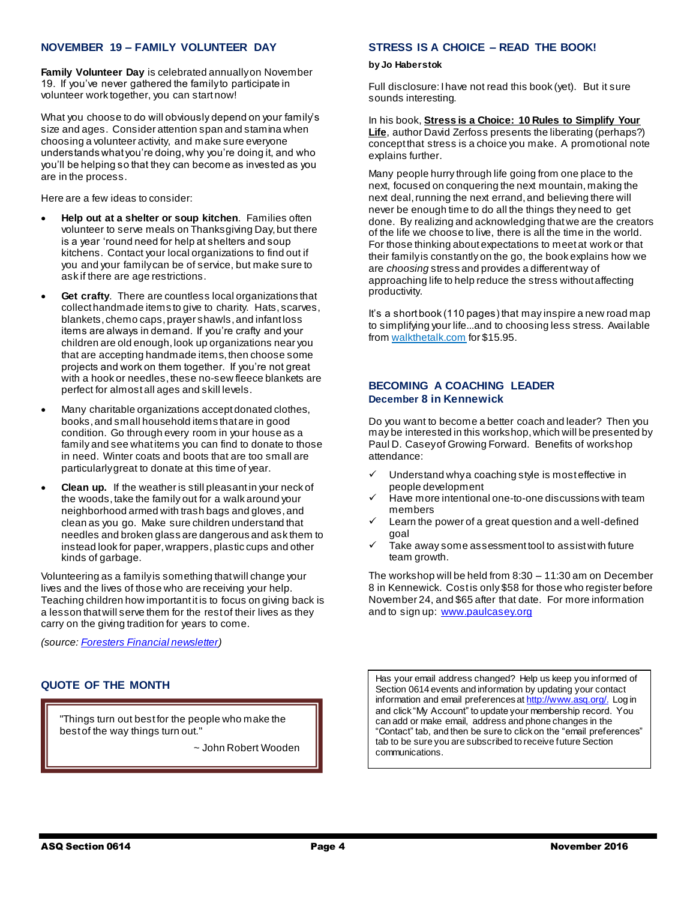## NOVEMBER 19 – FAMILY VOLUNTEER DAY

**Family Volunteer Day** is celebrated annually on November 19. If you've never gathered the family to participate in volunteer work together, you can start now!

What you choose to do will obviously depend on your family's size and ages. Consider attention span and stamina when choosing a volunteer activity, and make sure everyone understands what you're doing, why you're doing it, and who you'll be helping so that they can become as invested as you are in the process.

Here are a few ideas to consider:

- **Help out at a shelter or soup kitchen**. Families often volunteer to serve meals on Thanksgiving Day, but there is a year 'round need for help at shelters and soup kitchens. Contact your local organizations to find out if you and your family can be of service, but make sure to ask if there are age restrictions.
- **Get crafty**. There are countless local organizations that collect handmade items to give to charity. Hats, scarves, blankets, chemo caps, prayer shawls, and infant loss items are always in demand. If you're crafty and your children are old enough, look up organizations near you that are accepting handmade items, then choose some projects and work on them together. If you're not great with a hook or needles, these no-sew fleece blankets are perfect for almost all ages and skill levels.
- Many charitable organizations accept donated clothes, books, and small household items that are in good condition. Go through every room in your house as a family and see what items you can find to donate to those in need. Winter coats and boots that are too small are particularly great to donate at this time of year.
- **Clean up.** If the weather is still pleasant in your neck of the woods, take the family out for a walk around your neighborhood armed with trash bags and gloves, and clean as you go. Make sure children understand that needles and broken glass are dangerous and ask them to instead look for paper, wrappers, plastic cups and other kinds of garbage.

Volunteering as a family is something that will change your lives and the lives of those who are receiving your help. Teaching children how important it is to focus on giving back is a lesson that will serve them for the rest of their lives as they carry on the giving tradition for years to come.

*(source: Foresters Financial newsletter)*

## QUOTE OF THE MONTH

"Things turn out best for the people who make the best of the way things turn out."

~ John Robert Wooden

## STRESS IS A CHOICE – READ THE BOOK!

**by Jo Haberstok**

Full disclosure: I have not read this book (yet). But it sure sounds interesting.

In his book, **Stress is a Choice: 10 Rules to Simplify Your Life**, author David Zerfoss presents the liberating (perhaps?) concept that stress is a choice you make. A promotional note explains further.

Many people hurry through life going from one place to the next, focused on conquering the next mountain, making the next deal, running the next errand, and believing there will never be enough time to do all the things they need to get done. By realizing and acknowledging that we are the creators of the life we choose to live, there is all the time in the world. For those thinking about expectations to meet at work or that their family is constantly on the go, the book explains how we are *choosing* stress and provides a different way of approaching life to help reduce the stress without affecting productivity.

It's a short book (110 pages) that may inspire a new road map to simplifying your life...and to choosing less stress. Available from walkthetalk.com for $15.95.

## BECOMING A COACHING LEADER

### December 8 in Kennewick

Do you want to become a better coach and leader? Then you may be interested in this workshop, which will be presented by Paul D. Casey of Growing Forward. Benefits of workshop attendance:

- ✓ Understand why a coaching style is most effective in people development
- ✓ Have more intentional one-to-one discussions with team members
- ✓ Learn the power of a great question and a well-defined goal
- ✓ Take away some assessment tool to assist with future team growth.

The workshop will be held from 8:30 – 11:30 am on December 8 in Kennewick. Cost is only $58 for those who register before November 24, and $65 after that date. For more information and to sign up: www.paulcasey.org

Has your email address changed? Help us keep you informed of Section 0614 events and information by updating your contact information and email preferences at http://www.asq.org/. Log in and click "My Account" to update your membership record. You can add or make email, address and phone changes in the "Contact" tab, and then be sure to click on the "email preferences" tab to be sure you are subscribed to receive future Section communications.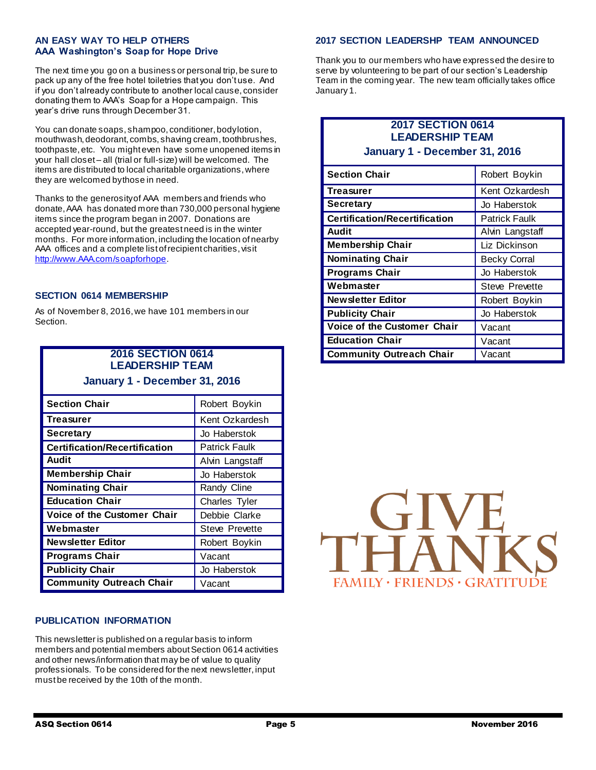## AN EASY WAY TO HELP OTHERS
## AAA Washington's Soap for Hope Drive

The next time you go on a business or personal trip, be sure to pack up any of the free hotel toiletries that you don't use. And if you don't already contribute to another local cause, consider donating them to AAA's Soap for a Hope campaign. This year's drive runs through December 31.

You can donate soaps, shampoo, conditioner, body lotion, mouthwash, deodorant, combs, shaving cream, toothbrushes, toothpaste, etc. You might even have some unopened items in your hall closet – all (trial or full-size) will be welcomed. The items are distributed to local charitable organizations, where they are welcomed by those in need.

Thanks to the generosity of AAA members and friends who donate, AAA has donated more than 730,000 personal hygiene items since the program began in 2007. Donations are accepted year-round, but the greatest need is in the winter months. For more information, including the location of nearby AAA offices and a complete list of recipient charities, visit http://www.AAA.com/soapforhope.

## SECTION 0614 MEMBERSHIP

As of November 8, 2016, we have 101 members in our Section.

**2016 SECTION 0614 LEADERSHIP TEAM**
**January 1 - December 31, 2016**

| | |
|---|---|
| **Section Chair** | Robert Boykin |
| **Treasurer** | Kent Ozkardesh |
| **Secretary** | Jo Haberstok |
| **Certification/Recertification** | Patrick Faulk |
| **Audit** | Alvin Langstaff |
| **Membership Chair** | Jo Haberstok |
| **Nominating Chair** | Randy Cline |
| **Education Chair** | Charles Tyler |
| **Voice of the Customer Chair** | Debbie Clarke |
| **Webmaster** | Steve Prevette |
| **Newsletter Editor** | Robert Boykin |
| **Programs Chair** | Vacant |
| **Publicity Chair** | Jo Haberstok |
| **Community Outreach Chair** | Vacant |

## PUBLICATION INFORMATION

This newsletter is published on a regular basis to inform members and potential members about Section 0614 activities and other news/information that may be of value to quality professionals. To be considered for the next newsletter, input must be received by the 10th of the month.

## 2017 SECTION LEADERSHP TEAM ANNOUNCED

Thank you to our members who have expressed the desire to serve by volunteering to be part of our section's Leadership Team in the coming year. The new team officially takes office January 1.

**2017 SECTION 0614 LEADERSHIP TEAM**
**January 1 - December 31, 2016**

| | |
|---|---|
| **Section Chair** | Robert Boykin |
| **Treasurer** | Kent Ozkardesh |
| **Secretary** | Jo Haberstok |
| **Certification/Recertification** | Patrick Faulk |
| **Audit** | Alvin Langstaff |
| **Membership Chair** | Liz Dickinson |
| **Nominating Chair** | Becky Corral |
| **Programs Chair** | Jo Haberstok |
| **Webmaster** | Steve Prevette |
| **Newsletter Editor** | Robert Boykin |
| **Publicity Chair** | Jo Haberstok |
| **Voice of the Customer Chair** | Vacant |
| **Education Chair** | Vacant |
| **Community Outreach Chair** | Vacant |

GIVE THANKS
FAMILY · FRIENDS · GRATITUDE